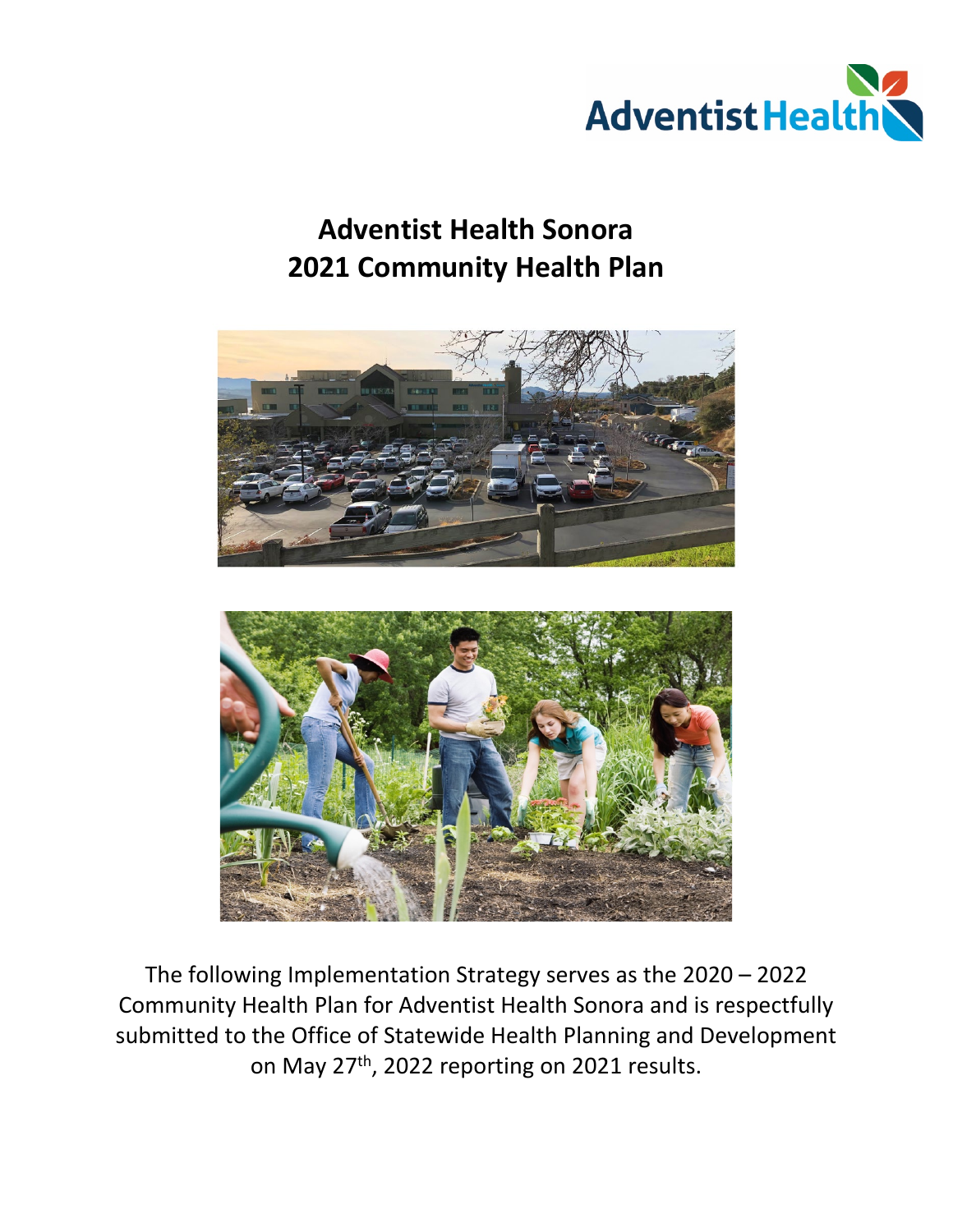# Adventist Health Sonora
# 2021 Community Health Plan

The following Implementation Strategy serves as the 2020 – 2022 Community Health Plan for Adventist Health Sonora and is respectfully submitted to the Office of Statewide Health Planning and Development on May 27th, 2022 reporting on 2021 results.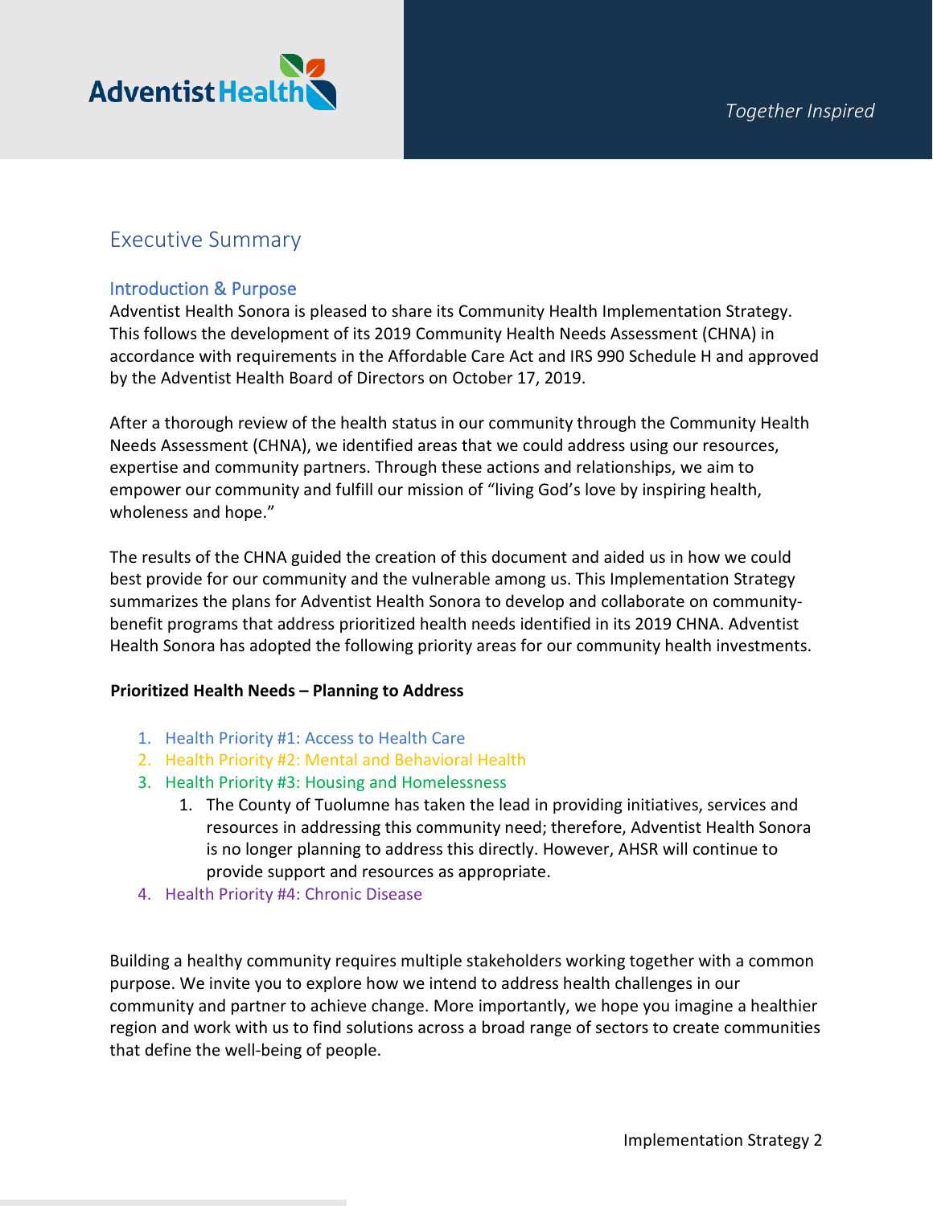# Executive Summary

## Introduction & Purpose

Adventist Health Sonora is pleased to share its Community Health Implementation Strategy. This follows the development of its 2019 Community Health Needs Assessment (CHNA) in accordance with requirements in the Affordable Care Act and IRS 990 Schedule H and approved by the Adventist Health Board of Directors on October 17, 2019.

After a thorough review of the health status in our community through the Community Health Needs Assessment (CHNA), we identified areas that we could address using our resources, expertise and community partners. Through these actions and relationships, we aim to empower our community and fulfill our mission of "living God's love by inspiring health, wholeness and hope."

The results of the CHNA guided the creation of this document and aided us in how we could best provide for our community and the vulnerable among us. This Implementation Strategy summarizes the plans for Adventist Health Sonora to develop and collaborate on community-benefit programs that address prioritized health needs identified in its 2019 CHNA. Adventist Health Sonora has adopted the following priority areas for our community health investments.

**Prioritized Health Needs – Planning to Address**

1. Health Priority #1: Access to Health Care
2. Health Priority #2: Mental and Behavioral Health
3. Health Priority #3: Housing and Homelessness
    1. The County of Tuolumne has taken the lead in providing initiatives, services and resources in addressing this community need; therefore, Adventist Health Sonora is no longer planning to address this directly. However, AHSR will continue to provide support and resources as appropriate.
4. Health Priority #4: Chronic Disease

Building a healthy community requires multiple stakeholders working together with a common purpose. We invite you to explore how we intend to address health challenges in our community and partner to achieve change. More importantly, we hope you imagine a healthier region and work with us to find solutions across a broad range of sectors to create communities that define the well-being of people.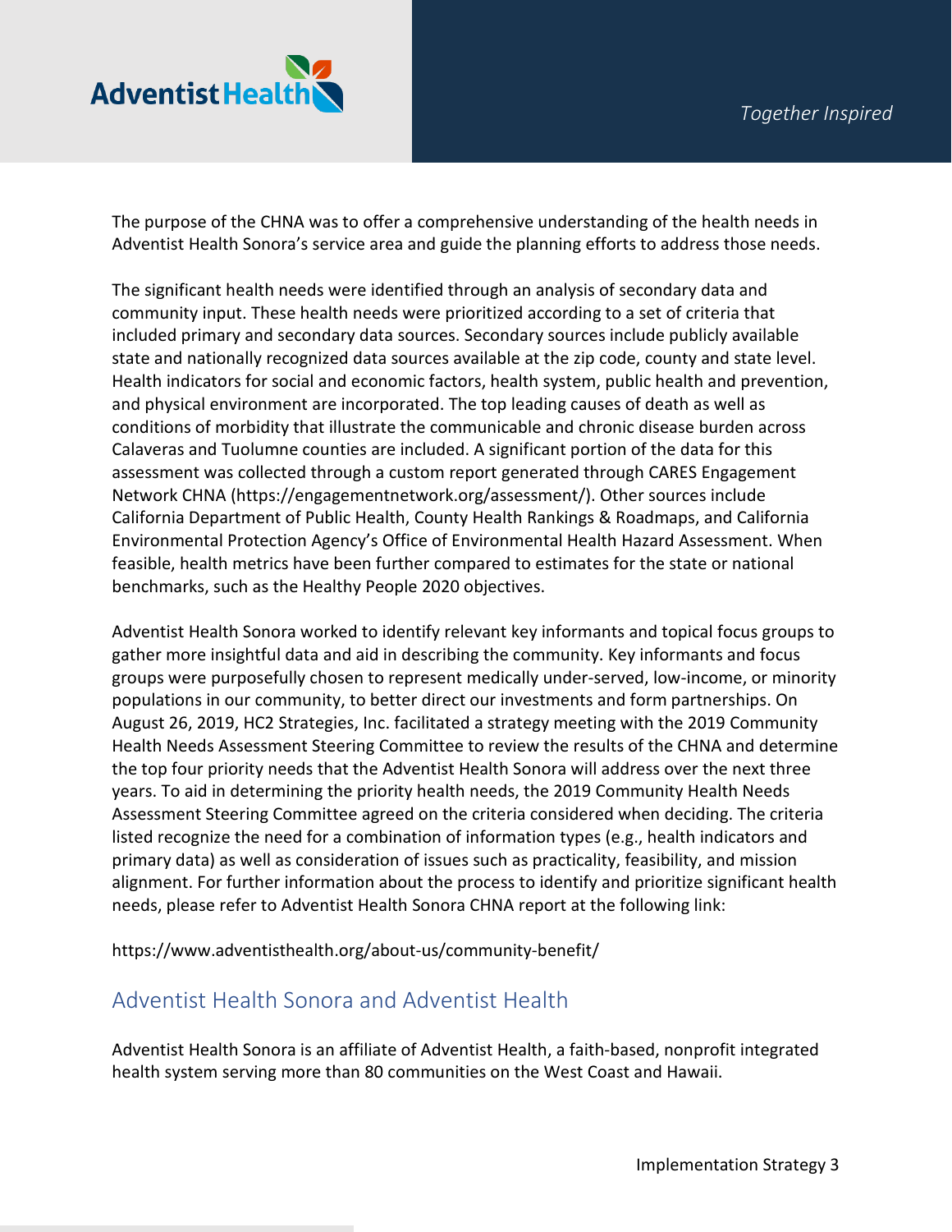The purpose of the CHNA was to offer a comprehensive understanding of the health needs in Adventist Health Sonora's service area and guide the planning efforts to address those needs.

The significant health needs were identified through an analysis of secondary data and community input. These health needs were prioritized according to a set of criteria that included primary and secondary data sources. Secondary sources include publicly available state and nationally recognized data sources available at the zip code, county and state level. Health indicators for social and economic factors, health system, public health and prevention, and physical environment are incorporated. The top leading causes of death as well as conditions of morbidity that illustrate the communicable and chronic disease burden across Calaveras and Tuolumne counties are included. A significant portion of the data for this assessment was collected through a custom report generated through CARES Engagement Network CHNA (https://engagementnetwork.org/assessment/). Other sources include California Department of Public Health, County Health Rankings & Roadmaps, and California Environmental Protection Agency's Office of Environmental Health Hazard Assessment. When feasible, health metrics have been further compared to estimates for the state or national benchmarks, such as the Healthy People 2020 objectives.

Adventist Health Sonora worked to identify relevant key informants and topical focus groups to gather more insightful data and aid in describing the community. Key informants and focus groups were purposefully chosen to represent medically under-served, low-income, or minority populations in our community, to better direct our investments and form partnerships. On August 26, 2019, HC2 Strategies, Inc. facilitated a strategy meeting with the 2019 Community Health Needs Assessment Steering Committee to review the results of the CHNA and determine the top four priority needs that the Adventist Health Sonora will address over the next three years. To aid in determining the priority health needs, the 2019 Community Health Needs Assessment Steering Committee agreed on the criteria considered when deciding. The criteria listed recognize the need for a combination of information types (e.g., health indicators and primary data) as well as consideration of issues such as practicality, feasibility, and mission alignment. For further information about the process to identify and prioritize significant health needs, please refer to Adventist Health Sonora CHNA report at the following link:

https://www.adventisthealth.org/about-us/community-benefit/

## Adventist Health Sonora and Adventist Health

Adventist Health Sonora is an affiliate of Adventist Health, a faith-based, nonprofit integrated health system serving more than 80 communities on the West Coast and Hawaii.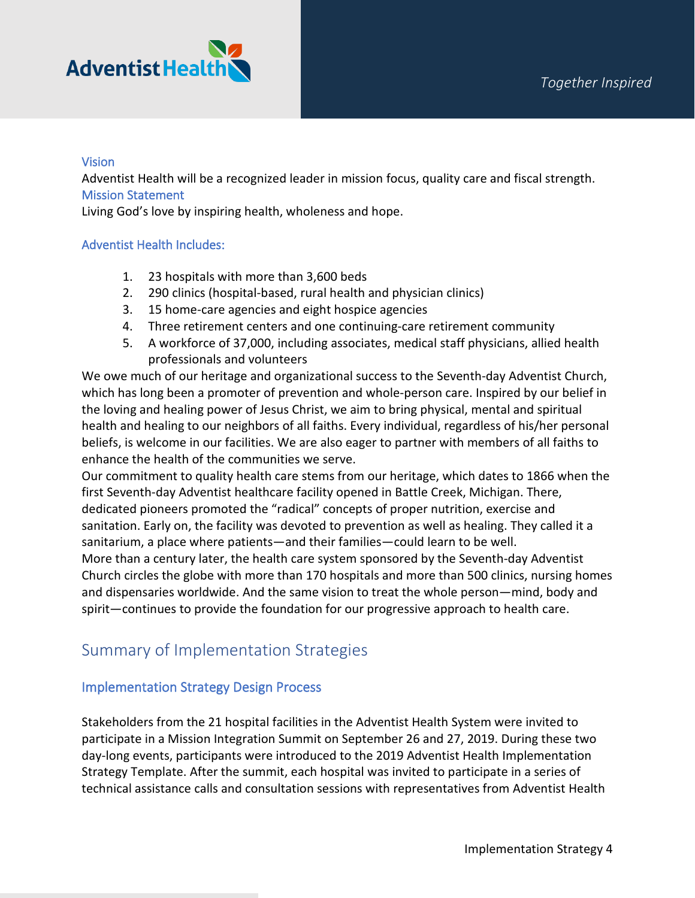### Vision

Adventist Health will be a recognized leader in mission focus, quality care and fiscal strength.

### Mission Statement

Living God's love by inspiring health, wholeness and hope.

### Adventist Health Includes:

1. 23 hospitals with more than 3,600 beds
2. 290 clinics (hospital-based, rural health and physician clinics)
3. 15 home-care agencies and eight hospice agencies
4. Three retirement centers and one continuing-care retirement community
5. A workforce of 37,000, including associates, medical staff physicians, allied health professionals and volunteers

We owe much of our heritage and organizational success to the Seventh-day Adventist Church, which has long been a promoter of prevention and whole-person care. Inspired by our belief in the loving and healing power of Jesus Christ, we aim to bring physical, mental and spiritual health and healing to our neighbors of all faiths. Every individual, regardless of his/her personal beliefs, is welcome in our facilities. We are also eager to partner with members of all faiths to enhance the health of the communities we serve.

Our commitment to quality health care stems from our heritage, which dates to 1866 when the first Seventh-day Adventist healthcare facility opened in Battle Creek, Michigan. There, dedicated pioneers promoted the "radical" concepts of proper nutrition, exercise and sanitation. Early on, the facility was devoted to prevention as well as healing. They called it a sanitarium, a place where patients—and their families—could learn to be well.

More than a century later, the health care system sponsored by the Seventh-day Adventist Church circles the globe with more than 170 hospitals and more than 500 clinics, nursing homes and dispensaries worldwide. And the same vision to treat the whole person—mind, body and spirit—continues to provide the foundation for our progressive approach to health care.

## Summary of Implementation Strategies

### Implementation Strategy Design Process

Stakeholders from the 21 hospital facilities in the Adventist Health System were invited to participate in a Mission Integration Summit on September 26 and 27, 2019. During these two day-long events, participants were introduced to the 2019 Adventist Health Implementation Strategy Template. After the summit, each hospital was invited to participate in a series of technical assistance calls and consultation sessions with representatives from Adventist Health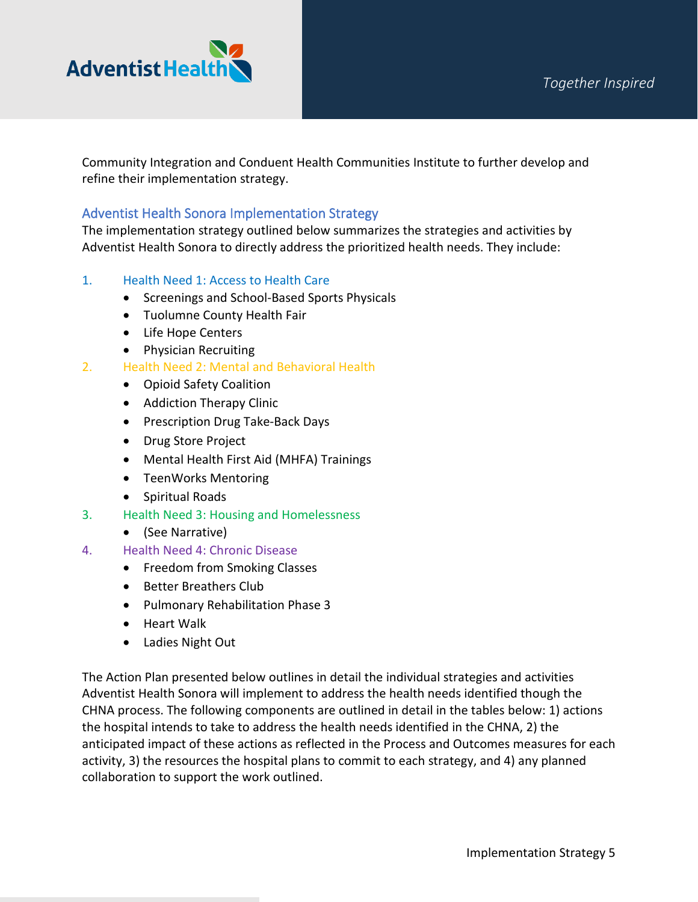Community Integration and Conduent Health Communities Institute to further develop and refine their implementation strategy.

## Adventist Health Sonora Implementation Strategy

The implementation strategy outlined below summarizes the strategies and activities by Adventist Health Sonora to directly address the prioritized health needs. They include:

1. Health Need 1: Access to Health Care
   - Screenings and School-Based Sports Physicals
   - Tuolumne County Health Fair
   - Life Hope Centers
   - Physician Recruiting
2. Health Need 2: Mental and Behavioral Health
   - Opioid Safety Coalition
   - Addiction Therapy Clinic
   - Prescription Drug Take-Back Days
   - Drug Store Project
   - Mental Health First Aid (MHFA) Trainings
   - TeenWorks Mentoring
   - Spiritual Roads
3. Health Need 3: Housing and Homelessness
   - (See Narrative)
4. Health Need 4: Chronic Disease
   - Freedom from Smoking Classes
   - Better Breathers Club
   - Pulmonary Rehabilitation Phase 3
   - Heart Walk
   - Ladies Night Out

The Action Plan presented below outlines in detail the individual strategies and activities Adventist Health Sonora will implement to address the health needs identified though the CHNA process. The following components are outlined in detail in the tables below: 1) actions the hospital intends to take to address the health needs identified in the CHNA, 2) the anticipated impact of these actions as reflected in the Process and Outcomes measures for each activity, 3) the resources the hospital plans to commit to each strategy, and 4) any planned collaboration to support the work outlined.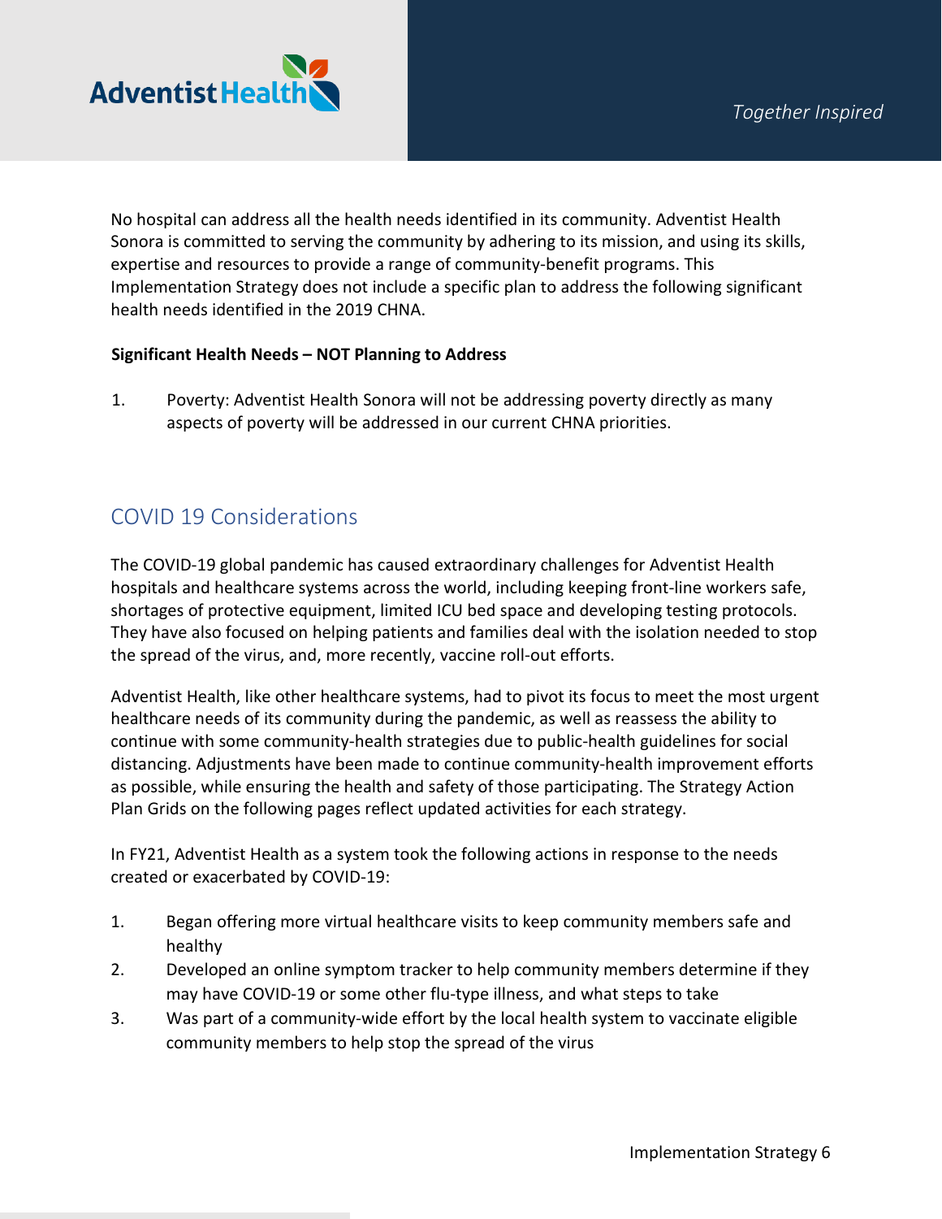No hospital can address all the health needs identified in its community. Adventist Health Sonora is committed to serving the community by adhering to its mission, and using its skills, expertise and resources to provide a range of community-benefit programs. This Implementation Strategy does not include a specific plan to address the following significant health needs identified in the 2019 CHNA.

**Significant Health Needs – NOT Planning to Address**

1. Poverty: Adventist Health Sonora will not be addressing poverty directly as many aspects of poverty will be addressed in our current CHNA priorities.

## COVID 19 Considerations

The COVID-19 global pandemic has caused extraordinary challenges for Adventist Health hospitals and healthcare systems across the world, including keeping front-line workers safe, shortages of protective equipment, limited ICU bed space and developing testing protocols. They have also focused on helping patients and families deal with the isolation needed to stop the spread of the virus, and, more recently, vaccine roll-out efforts.

Adventist Health, like other healthcare systems, had to pivot its focus to meet the most urgent healthcare needs of its community during the pandemic, as well as reassess the ability to continue with some community-health strategies due to public-health guidelines for social distancing. Adjustments have been made to continue community-health improvement efforts as possible, while ensuring the health and safety of those participating. The Strategy Action Plan Grids on the following pages reflect updated activities for each strategy.

In FY21, Adventist Health as a system took the following actions in response to the needs created or exacerbated by COVID-19:

1. Began offering more virtual healthcare visits to keep community members safe and healthy
2. Developed an online symptom tracker to help community members determine if they may have COVID-19 or some other flu-type illness, and what steps to take
3. Was part of a community-wide effort by the local health system to vaccinate eligible community members to help stop the spread of the virus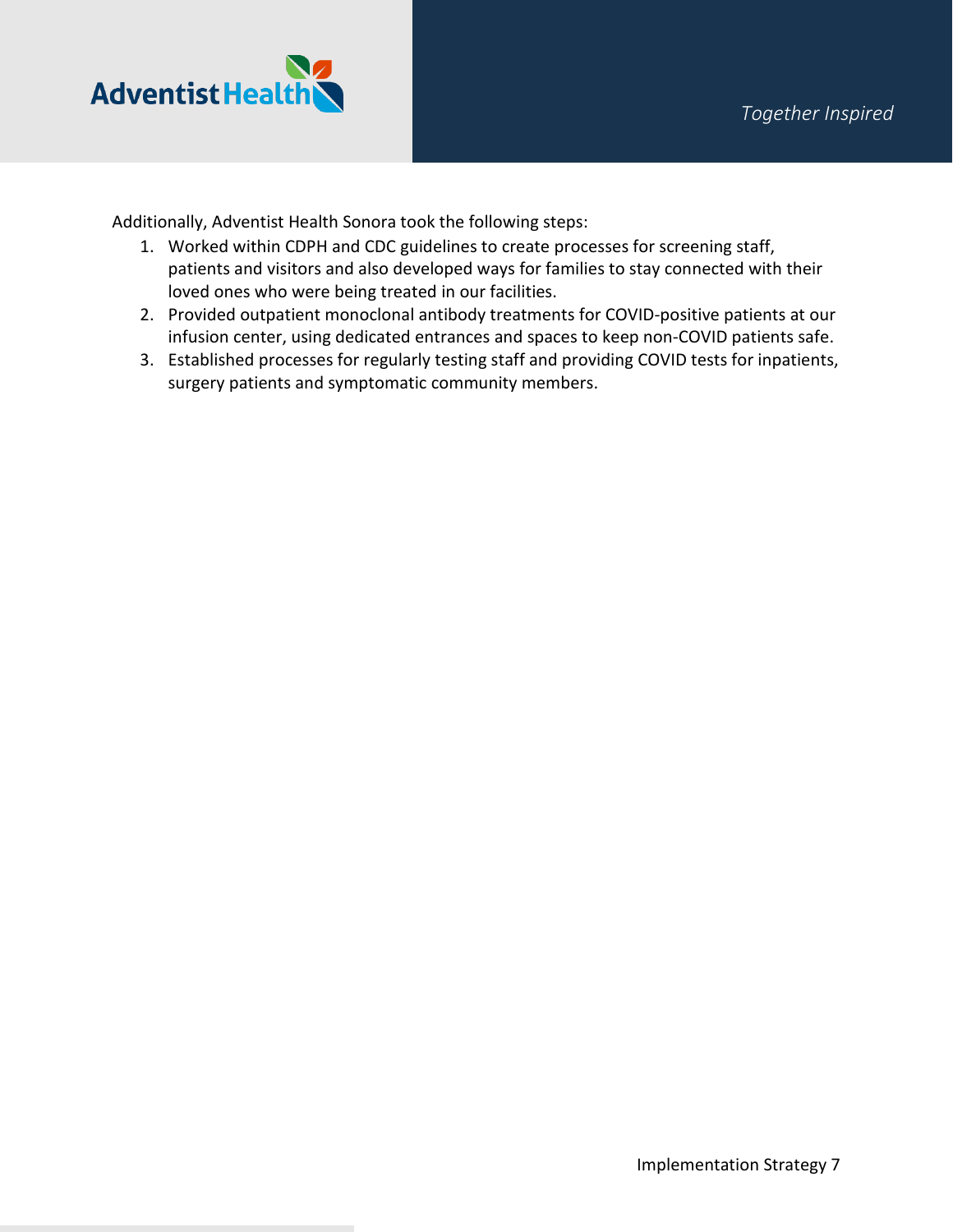Additionally, Adventist Health Sonora took the following steps:

1. Worked within CDPH and CDC guidelines to create processes for screening staff, patients and visitors and also developed ways for families to stay connected with their loved ones who were being treated in our facilities.
2. Provided outpatient monoclonal antibody treatments for COVID-positive patients at our infusion center, using dedicated entrances and spaces to keep non-COVID patients safe.
3. Established processes for regularly testing staff and providing COVID tests for inpatients, surgery patients and symptomatic community members.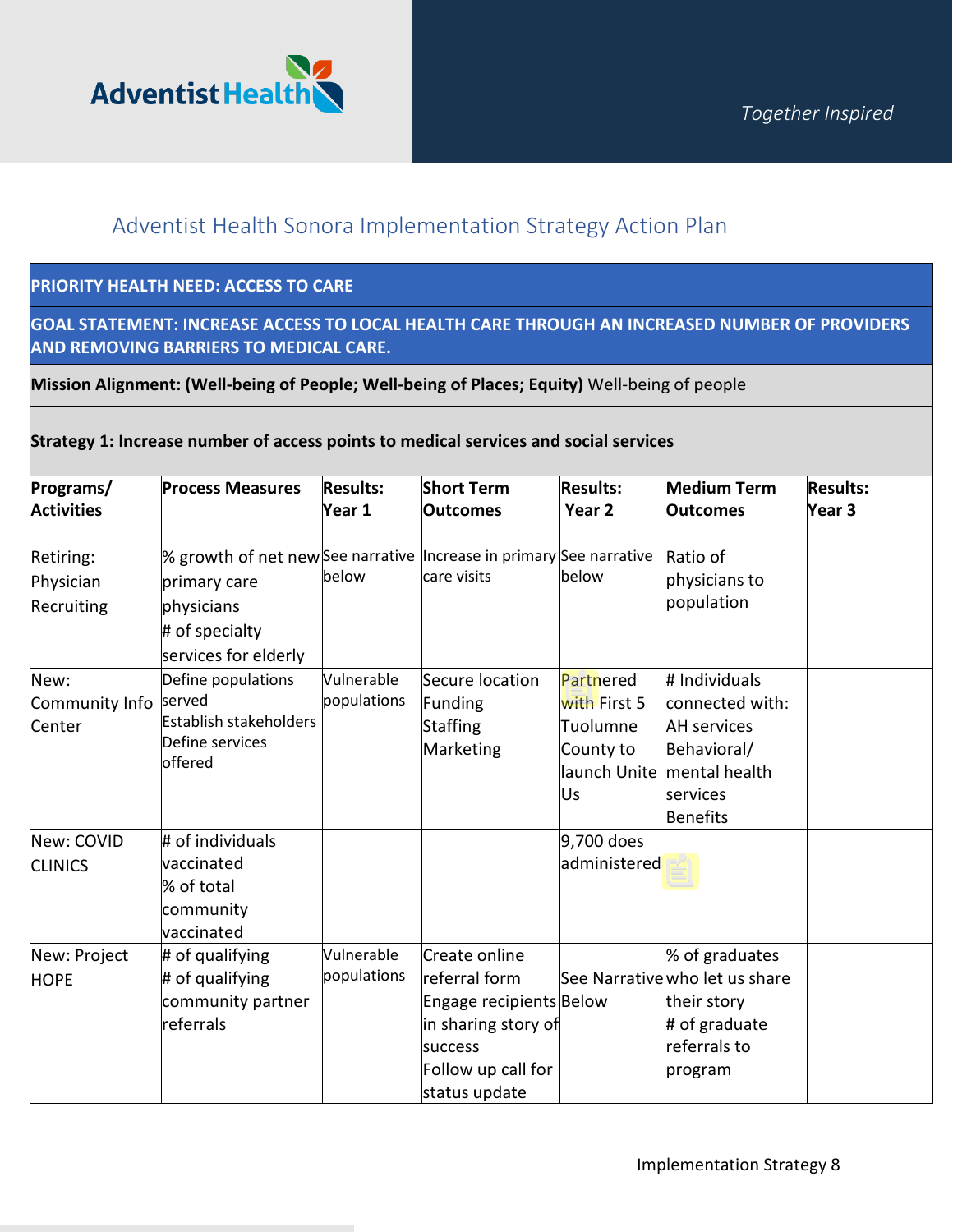Adventist Health

*Together Inspired*

## Adventist Health Sonora Implementation Strategy Action Plan

**PRIORITY HEALTH NEED: ACCESS TO CARE**

**GOAL STATEMENT: INCREASE ACCESS TO LOCAL HEALTH CARE THROUGH AN INCREASED NUMBER OF PROVIDERS AND REMOVING BARRIERS TO MEDICAL CARE.**

**Mission Alignment: (Well-being of People; Well-being of Places; Equity)** Well-being of people

**Strategy 1: Increase number of access points to medical services and social services**

| Programs/ Activities | Process Measures | Results: Year 1 | Short Term Outcomes | Results: Year 2 | Medium Term Outcomes | Results: Year 3 |
|---|---|---|---|---|---|---|
| Retiring: Physician Recruiting | % growth of net new primary care physicians<br># of specialty services for elderly | See narrative below | Increase in primary care visits | See narrative below | Ratio of physicians to population | |
| New: Community Info Center | Define populations served<br>Establish stakeholders<br>Define services offered | Vulnerable populations | Secure location<br>Funding<br>Staffing<br>Marketing | Partnered with First 5 Tuolumne County to launch Unite Us | # Individuals connected with:<br>AH services<br>Behavioral/ mental health services<br>Benefits | |
| New: COVID CLINICS | # of individuals vaccinated<br>% of total community vaccinated | | | 9,700 does administered | | |
| New: Project HOPE | # of qualifying<br># of qualifying community partner referrals | Vulnerable populations | Create online referral form<br>Engage recipients in sharing story of success<br>Follow up call for status update | See Narrative Below | % of graduates who let us share their story<br># of graduate referrals to program | |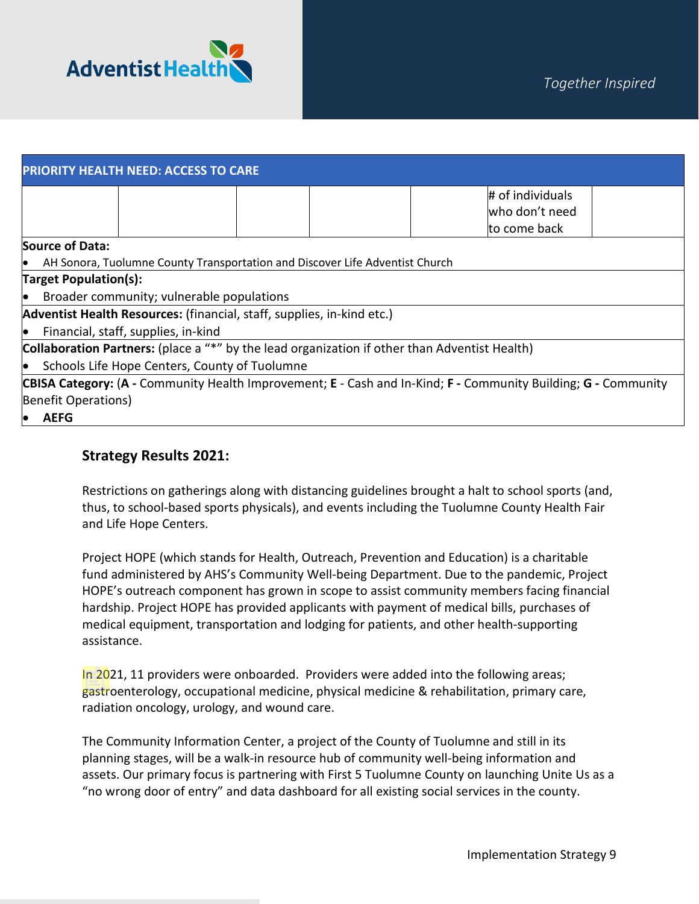| PRIORITY HEALTH NEED: ACCESS TO CARE | | | | | | |
|---|---|---|---|---|---|---|
| | | | | | # of individuals who don't need to come back | |

**Source of Data:**

- AH Sonora, Tuolumne County Transportation and Discover Life Adventist Church

**Target Population(s):**

- Broader community; vulnerable populations

**Adventist Health Resources:** (financial, staff, supplies, in-kind etc.)

- Financial, staff, supplies, in-kind

**Collaboration Partners:** (place a "*" by the lead organization if other than Adventist Health)

- Schools Life Hope Centers, County of Tuolumne

**CBISA Category:** (**A -** Community Health Improvement; **E** - Cash and In-Kind; **F -** Community Building; **G -** Community Benefit Operations)

- **AEFG**

### Strategy Results 2021:

Restrictions on gatherings along with distancing guidelines brought a halt to school sports (and, thus, to school-based sports physicals), and events including the Tuolumne County Health Fair and Life Hope Centers.

Project HOPE (which stands for Health, Outreach, Prevention and Education) is a charitable fund administered by AHS's Community Well-being Department. Due to the pandemic, Project HOPE's outreach component has grown in scope to assist community members facing financial hardship. Project HOPE has provided applicants with payment of medical bills, purchases of medical equipment, transportation and lodging for patients, and other health-supporting assistance.

In 2021, 11 providers were onboarded. Providers were added into the following areas; gastroenterology, occupational medicine, physical medicine & rehabilitation, primary care, radiation oncology, urology, and wound care.

The Community Information Center, a project of the County of Tuolumne and still in its planning stages, will be a walk-in resource hub of community well-being information and assets. Our primary focus is partnering with First 5 Tuolumne County on launching Unite Us as a "no wrong door of entry" and data dashboard for all existing social services in the county.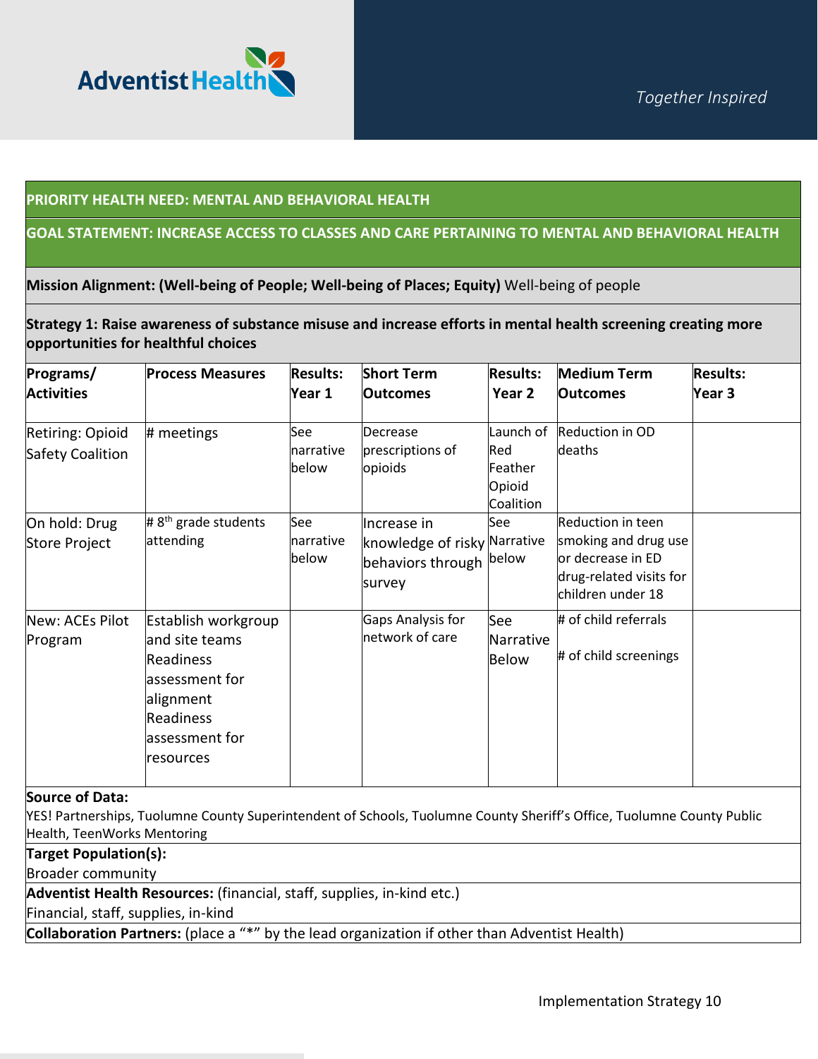**PRIORITY HEALTH NEED: MENTAL AND BEHAVIORAL HEALTH**

**GOAL STATEMENT: INCREASE ACCESS TO CLASSES AND CARE PERTAINING TO MENTAL AND BEHAVIORAL HEALTH**

**Mission Alignment: (Well-being of People; Well-being of Places; Equity)** Well-being of people

**Strategy 1: Raise awareness of substance misuse and increase efforts in mental health screening creating more opportunities for healthful choices**

| Programs/ Activities | Process Measures | Results: Year 1 | Short Term Outcomes | Results: Year 2 | Medium Term Outcomes | Results: Year 3 |
|---|---|---|---|---|---|---|
| Retiring: Opioid Safety Coalition | # meetings | See narrative below | Decrease prescriptions of opioids | Launch of Red Feather Opioid Coalition | Reduction in OD deaths | |
| On hold: Drug Store Project | # 8th grade students attending | See narrative below | Increase in knowledge of risky behaviors through survey | See Narrative below | Reduction in teen smoking and drug use or decrease in ED drug-related visits for children under 18 | |
| New: ACEs Pilot Program | Establish workgroup and site teams<br>Readiness assessment for alignment<br>Readiness assessment for resources | | Gaps Analysis for network of care | See Narrative Below | # of child referrals<br><br># of child screenings | |

**Source of Data:**
YES! Partnerships, Tuolumne County Superintendent of Schools, Tuolumne County Sheriff's Office, Tuolumne County Public Health, TeenWorks Mentoring

**Target Population(s):**
Broader community

**Adventist Health Resources:** (financial, staff, supplies, in-kind etc.)
Financial, staff, supplies, in-kind

**Collaboration Partners:** (place a "*" by the lead organization if other than Adventist Health)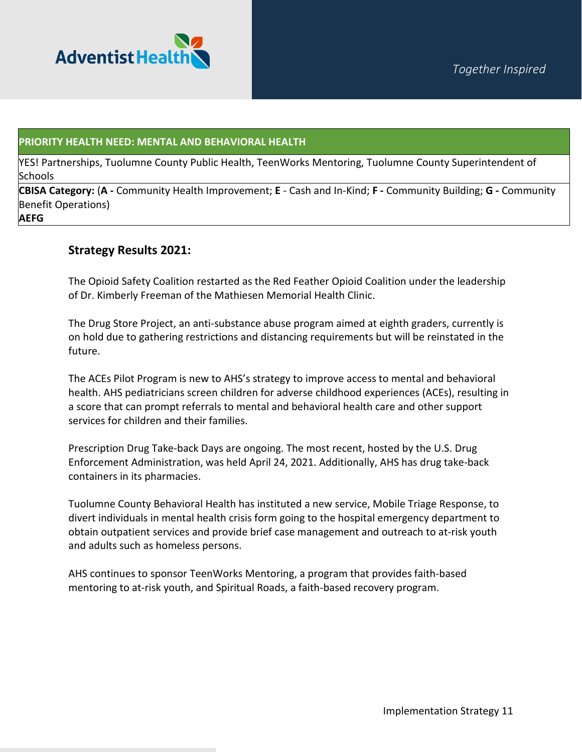| PRIORITY HEALTH NEED: MENTAL AND BEHAVIORAL HEALTH |
|---|
| YES! Partnerships, Tuolumne County Public Health, TeenWorks Mentoring, Tuolumne County Superintendent of Schools |
| **CBISA Category:** (**A -** Community Health Improvement; **E** - Cash and In-Kind; **F -** Community Building; **G -** Community Benefit Operations)<br>**AEFG** |

### Strategy Results 2021:

The Opioid Safety Coalition restarted as the Red Feather Opioid Coalition under the leadership of Dr. Kimberly Freeman of the Mathiesen Memorial Health Clinic.

The Drug Store Project, an anti-substance abuse program aimed at eighth graders, currently is on hold due to gathering restrictions and distancing requirements but will be reinstated in the future.

The ACEs Pilot Program is new to AHS's strategy to improve access to mental and behavioral health. AHS pediatricians screen children for adverse childhood experiences (ACEs), resulting in a score that can prompt referrals to mental and behavioral health care and other support services for children and their families.

Prescription Drug Take-back Days are ongoing. The most recent, hosted by the U.S. Drug Enforcement Administration, was held April 24, 2021. Additionally, AHS has drug take-back containers in its pharmacies.

Tuolumne County Behavioral Health has instituted a new service, Mobile Triage Response, to divert individuals in mental health crisis form going to the hospital emergency department to obtain outpatient services and provide brief case management and outreach to at-risk youth and adults such as homeless persons.

AHS continues to sponsor TeenWorks Mentoring, a program that provides faith-based mentoring to at-risk youth, and Spiritual Roads, a faith-based recovery program.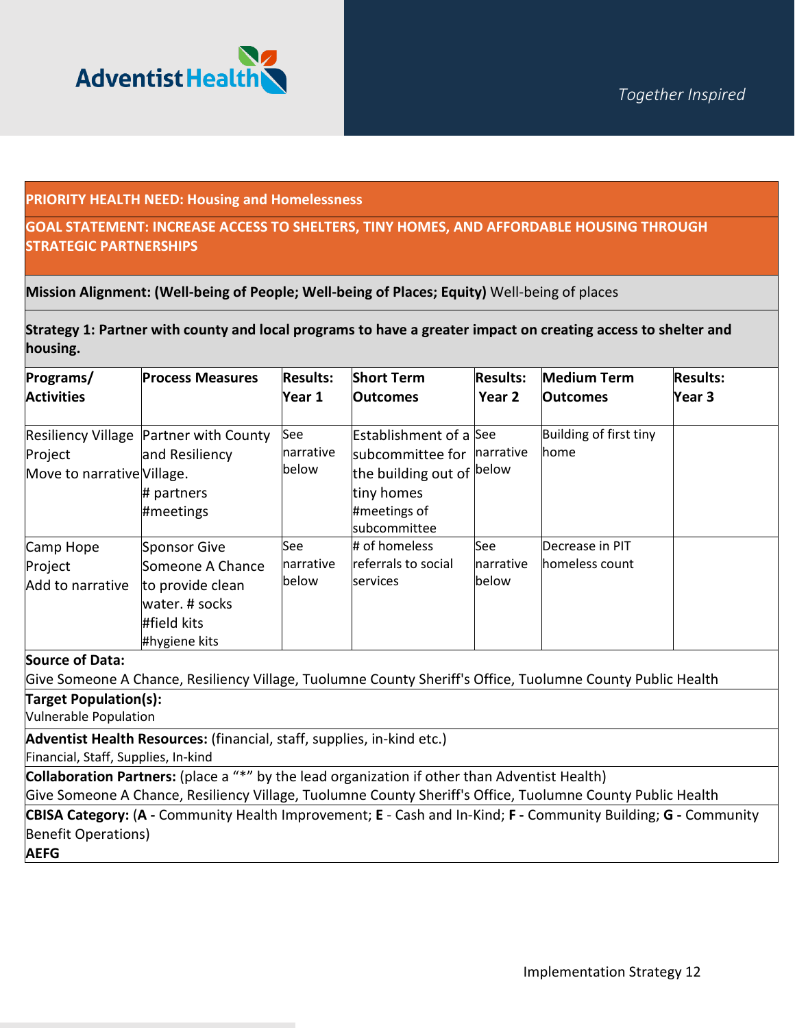PRIORITY HEALTH NEED: Housing and Homelessness

**GOAL STATEMENT: INCREASE ACCESS TO SHELTERS, TINY HOMES, AND AFFORDABLE HOUSING THROUGH STRATEGIC PARTNERSHIPS**

**Mission Alignment: (Well-being of People; Well-being of Places; Equity)** Well-being of places

**Strategy 1: Partner with county and local programs to have a greater impact on creating access to shelter and housing.**

| Programs/ Activities | Process Measures | Results: Year 1 | Short Term Outcomes | Results: Year 2 | Medium Term Outcomes | Results: Year 3 |
|---|---|---|---|---|---|---|
| Resiliency Village Project Move to narrative | Partner with County and Resiliency Village. # partners #meetings | See narrative below | Establishment of a subcommittee for the building out of tiny homes #meetings of subcommittee | See narrative below | Building of first tiny home | |
| Camp Hope Project Add to narrative | Sponsor Give Someone A Chance to provide clean water. # socks #field kits #hygiene kits | See narrative below | # of homeless referrals to social services | See narrative below | Decrease in PIT homeless count | |

**Source of Data:**
Give Someone A Chance, Resiliency Village, Tuolumne County Sheriff's Office, Tuolumne County Public Health

**Target Population(s):**
Vulnerable Population

**Adventist Health Resources:** (financial, staff, supplies, in-kind etc.)
Financial, Staff, Supplies, In-kind

**Collaboration Partners:** (place a "*" by the lead organization if other than Adventist Health)
Give Someone A Chance, Resiliency Village, Tuolumne County Sheriff's Office, Tuolumne County Public Health

**CBISA Category:** (**A -** Community Health Improvement; **E** - Cash and In-Kind; **F -** Community Building; **G -** Community Benefit Operations)
**AEFG**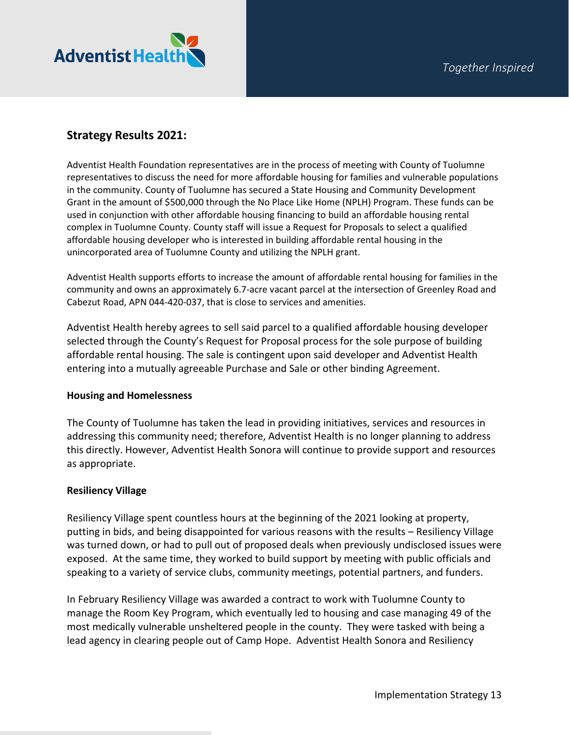## Strategy Results 2021:

Adventist Health Foundation representatives are in the process of meeting with County of Tuolumne representatives to discuss the need for more affordable housing for families and vulnerable populations in the community. County of Tuolumne has secured a State Housing and Community Development Grant in the amount of $500,000 through the No Place Like Home (NPLH) Program. These funds can be used in conjunction with other affordable housing financing to build an affordable housing rental complex in Tuolumne County. County staff will issue a Request for Proposals to select a qualified affordable housing developer who is interested in building affordable rental housing in the unincorporated area of Tuolumne County and utilizing the NPLH grant.

Adventist Health supports efforts to increase the amount of affordable rental housing for families in the community and owns an approximately 6.7-acre vacant parcel at the intersection of Greenley Road and Cabezut Road, APN 044-420-037, that is close to services and amenities.

Adventist Health hereby agrees to sell said parcel to a qualified affordable housing developer selected through the County's Request for Proposal process for the sole purpose of building affordable rental housing. The sale is contingent upon said developer and Adventist Health entering into a mutually agreeable Purchase and Sale or other binding Agreement.

**Housing and Homelessness**

The County of Tuolumne has taken the lead in providing initiatives, services and resources in addressing this community need; therefore, Adventist Health is no longer planning to address this directly. However, Adventist Health Sonora will continue to provide support and resources as appropriate.

**Resiliency Village**

Resiliency Village spent countless hours at the beginning of the 2021 looking at property, putting in bids, and being disappointed for various reasons with the results – Resiliency Village was turned down, or had to pull out of proposed deals when previously undisclosed issues were exposed. At the same time, they worked to build support by meeting with public officials and speaking to a variety of service clubs, community meetings, potential partners, and funders.

In February Resiliency Village was awarded a contract to work with Tuolumne County to manage the Room Key Program, which eventually led to housing and case managing 49 of the most medically vulnerable unsheltered people in the county. They were tasked with being a lead agency in clearing people out of Camp Hope. Adventist Health Sonora and Resiliency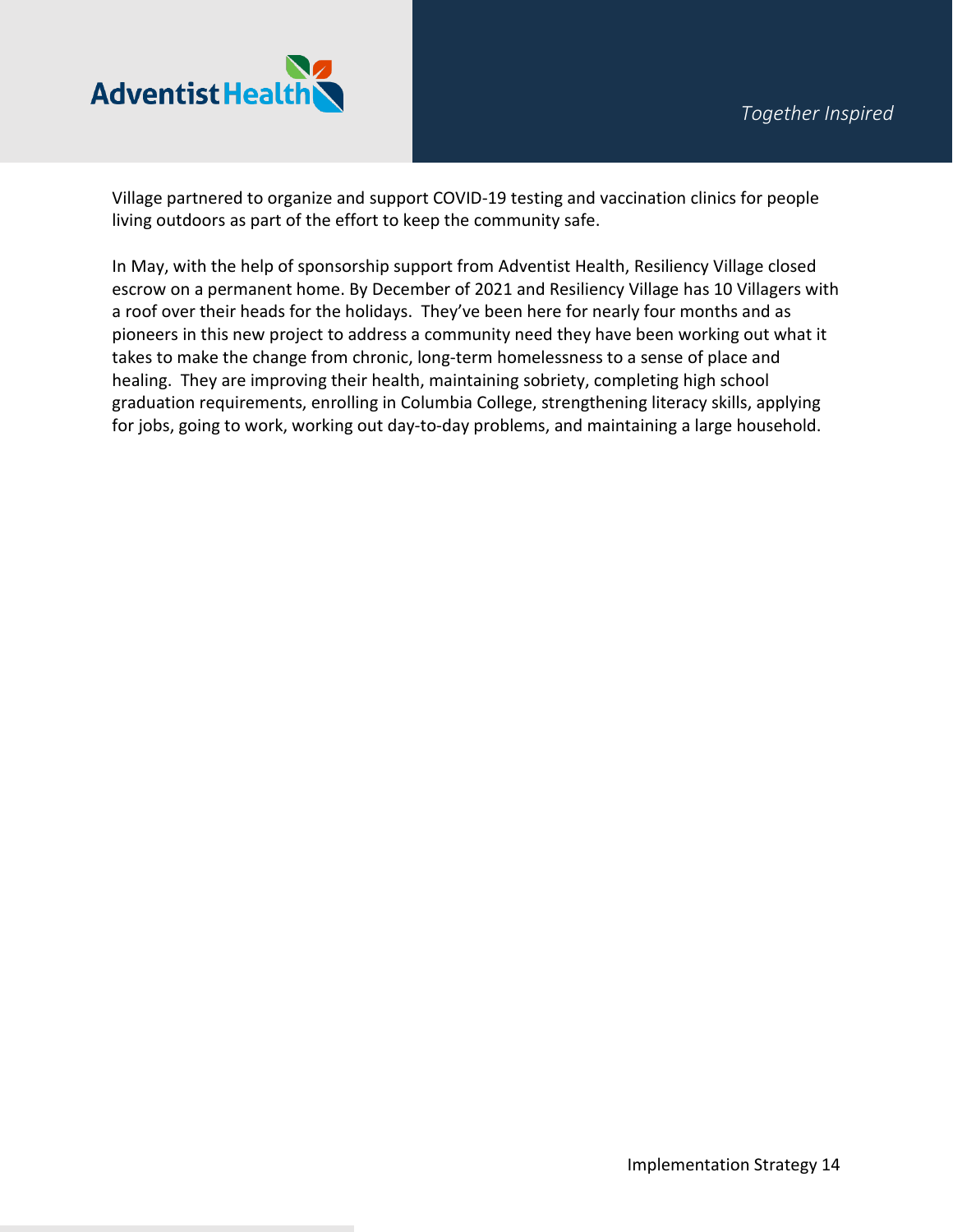Village partnered to organize and support COVID-19 testing and vaccination clinics for people living outdoors as part of the effort to keep the community safe.

In May, with the help of sponsorship support from Adventist Health, Resiliency Village closed escrow on a permanent home. By December of 2021 and Resiliency Village has 10 Villagers with a roof over their heads for the holidays. They've been here for nearly four months and as pioneers in this new project to address a community need they have been working out what it takes to make the change from chronic, long-term homelessness to a sense of place and healing. They are improving their health, maintaining sobriety, completing high school graduation requirements, enrolling in Columbia College, strengthening literacy skills, applying for jobs, going to work, working out day-to-day problems, and maintaining a large household.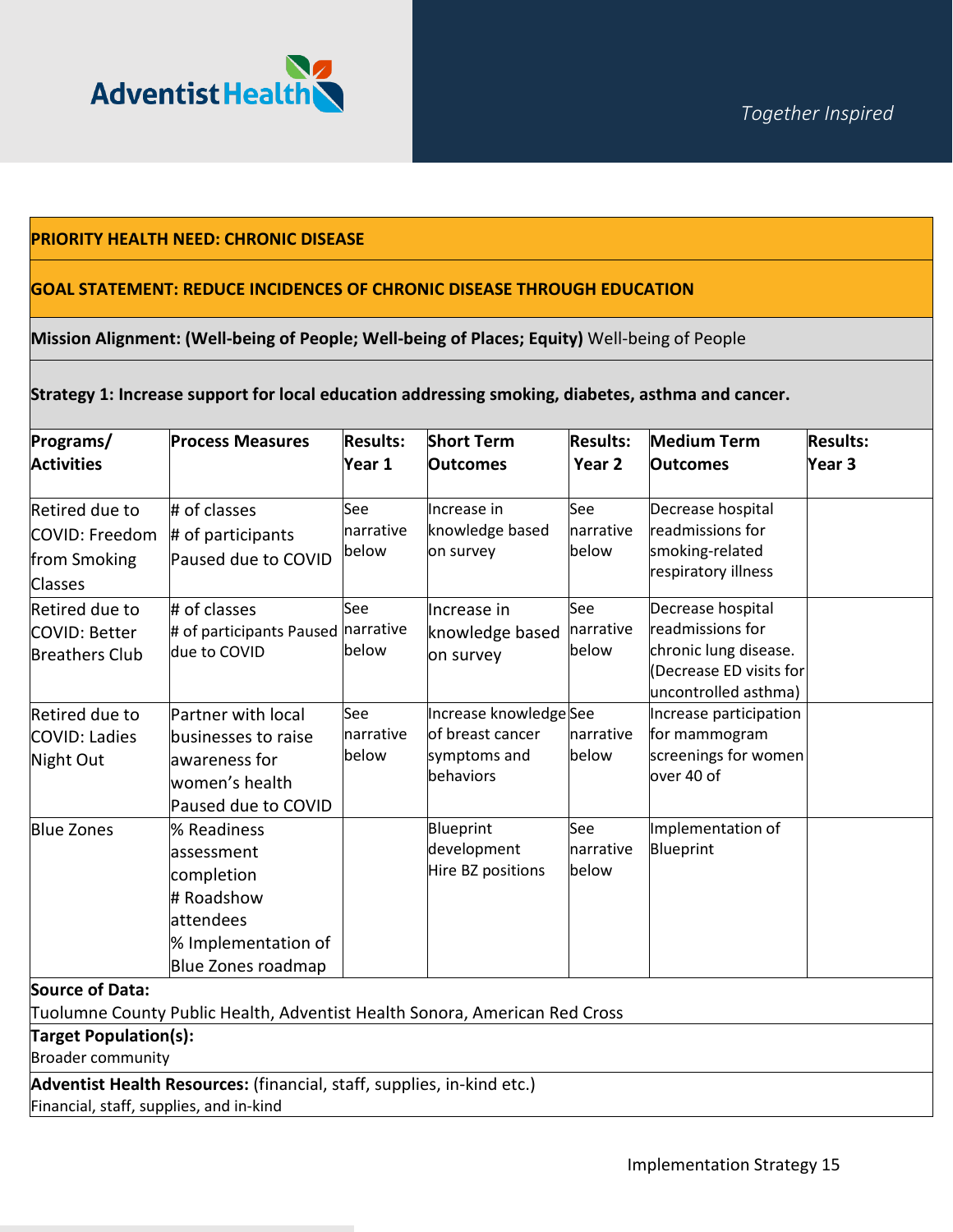| PRIORITY HEALTH NEED: CHRONIC DISEASE | | | | | | |
|---|---|---|---|---|---|---|
| **GOAL STATEMENT: REDUCE INCIDENCES OF CHRONIC DISEASE THROUGH EDUCATION** | | | | | | |
| **Mission Alignment: (Well-being of People; Well-being of Places; Equity)** Well-being of People | | | | | | |
| **Strategy 1: Increase support for local education addressing smoking, diabetes, asthma and cancer.** | | | | | | |
| **Programs/ Activities** | **Process Measures** | **Results: Year 1** | **Short Term Outcomes** | **Results: Year 2** | **Medium Term Outcomes** | **Results: Year 3** |
| Retired due to COVID: Freedom from Smoking Classes | # of classes<br># of participants<br>Paused due to COVID | See narrative below | Increase in knowledge based on survey | See narrative below | Decrease hospital readmissions for smoking-related respiratory illness | |
| Retired due to COVID: Better Breathers Club | # of classes<br># of participants Paused due to COVID | See narrative below | Increase in knowledge based on survey | See narrative below | Decrease hospital readmissions for chronic lung disease. (Decrease ED visits for uncontrolled asthma) | |
| Retired due to COVID: Ladies Night Out | Partner with local businesses to raise awareness for women's health<br>Paused due to COVID | See narrative below | Increase knowledge of breast cancer symptoms and behaviors | See narrative below | Increase participation for mammogram screenings for women over 40 of | |
| Blue Zones | % Readiness assessment completion<br># Roadshow attendees<br>% Implementation of Blue Zones roadmap | | Blueprint development<br>Hire BZ positions | See narrative below | Implementation of Blueprint | |
| **Source of Data:**<br>Tuolumne County Public Health, Adventist Health Sonora, American Red Cross | | | | | | |
| **Target Population(s):**<br>Broader community | | | | | | |
| **Adventist Health Resources:** (financial, staff, supplies, in-kind etc.)<br>Financial, staff, supplies, and in-kind | | | | | | |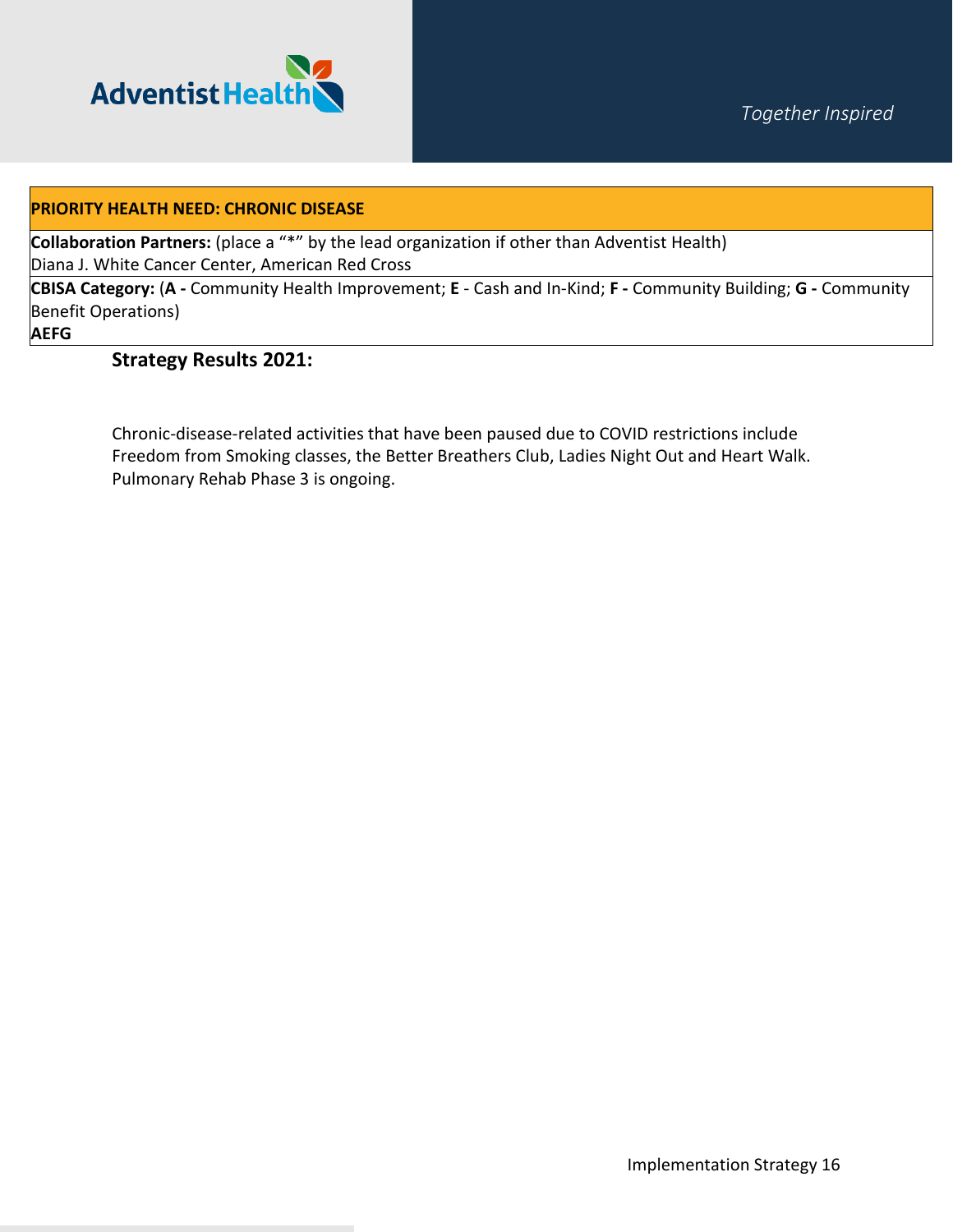**PRIORITY HEALTH NEED: CHRONIC DISEASE**

**Collaboration Partners:** (place a "*" by the lead organization if other than Adventist Health)
Diana J. White Cancer Center, American Red Cross

**CBISA Category:** (**A -** Community Health Improvement; **E** - Cash and In-Kind; **F -** Community Building; **G -** Community Benefit Operations)
**AEFG**

**Strategy Results 2021:**

Chronic-disease-related activities that have been paused due to COVID restrictions include Freedom from Smoking classes, the Better Breathers Club, Ladies Night Out and Heart Walk. Pulmonary Rehab Phase 3 is ongoing.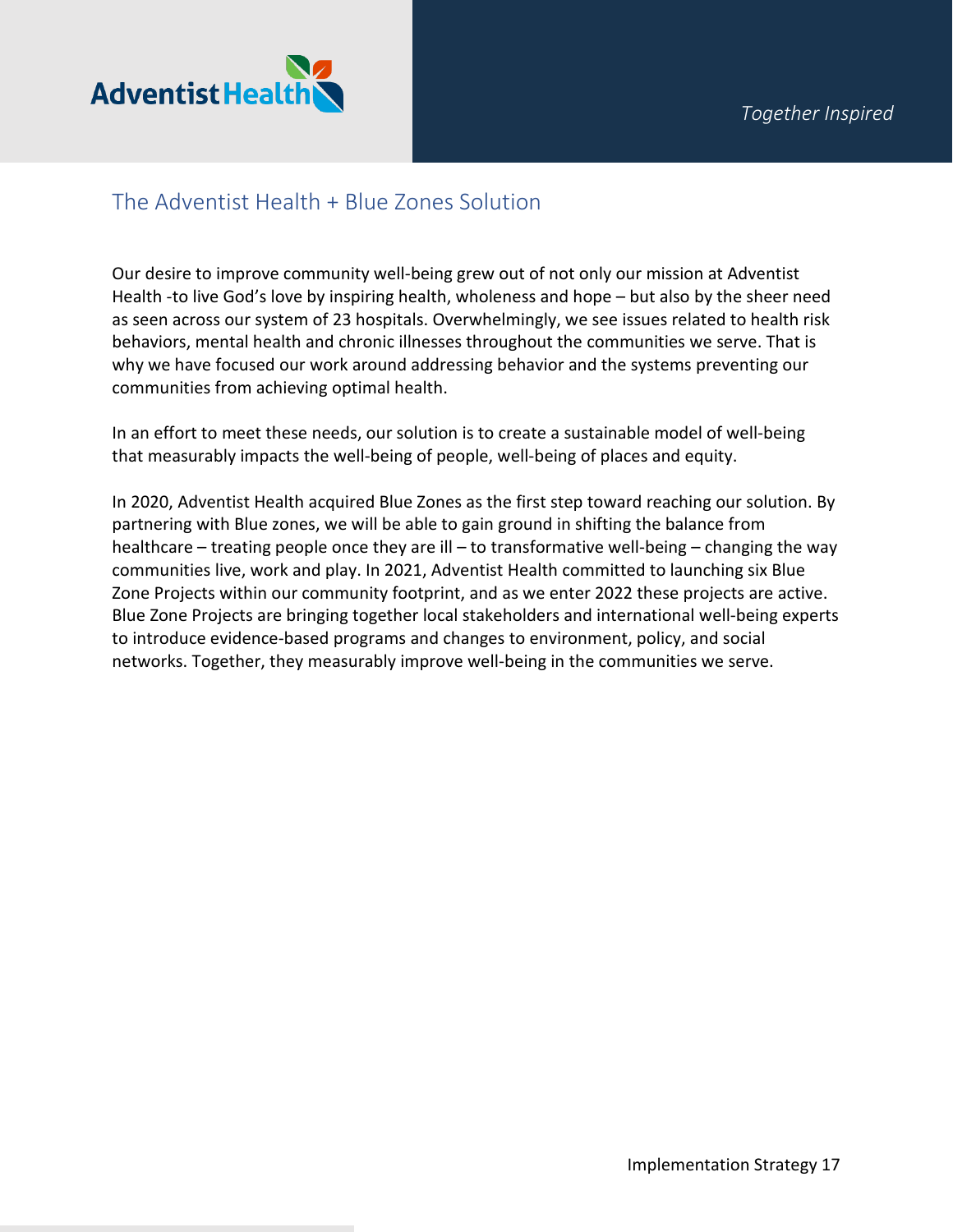## The Adventist Health + Blue Zones Solution

Our desire to improve community well-being grew out of not only our mission at Adventist Health -to live God's love by inspiring health, wholeness and hope – but also by the sheer need as seen across our system of 23 hospitals. Overwhelmingly, we see issues related to health risk behaviors, mental health and chronic illnesses throughout the communities we serve. That is why we have focused our work around addressing behavior and the systems preventing our communities from achieving optimal health.

In an effort to meet these needs, our solution is to create a sustainable model of well-being that measurably impacts the well-being of people, well-being of places and equity.

In 2020, Adventist Health acquired Blue Zones as the first step toward reaching our solution. By partnering with Blue zones, we will be able to gain ground in shifting the balance from healthcare – treating people once they are ill – to transformative well-being – changing the way communities live, work and play. In 2021, Adventist Health committed to launching six Blue Zone Projects within our community footprint, and as we enter 2022 these projects are active. Blue Zone Projects are bringing together local stakeholders and international well-being experts to introduce evidence-based programs and changes to environment, policy, and social networks. Together, they measurably improve well-being in the communities we serve.